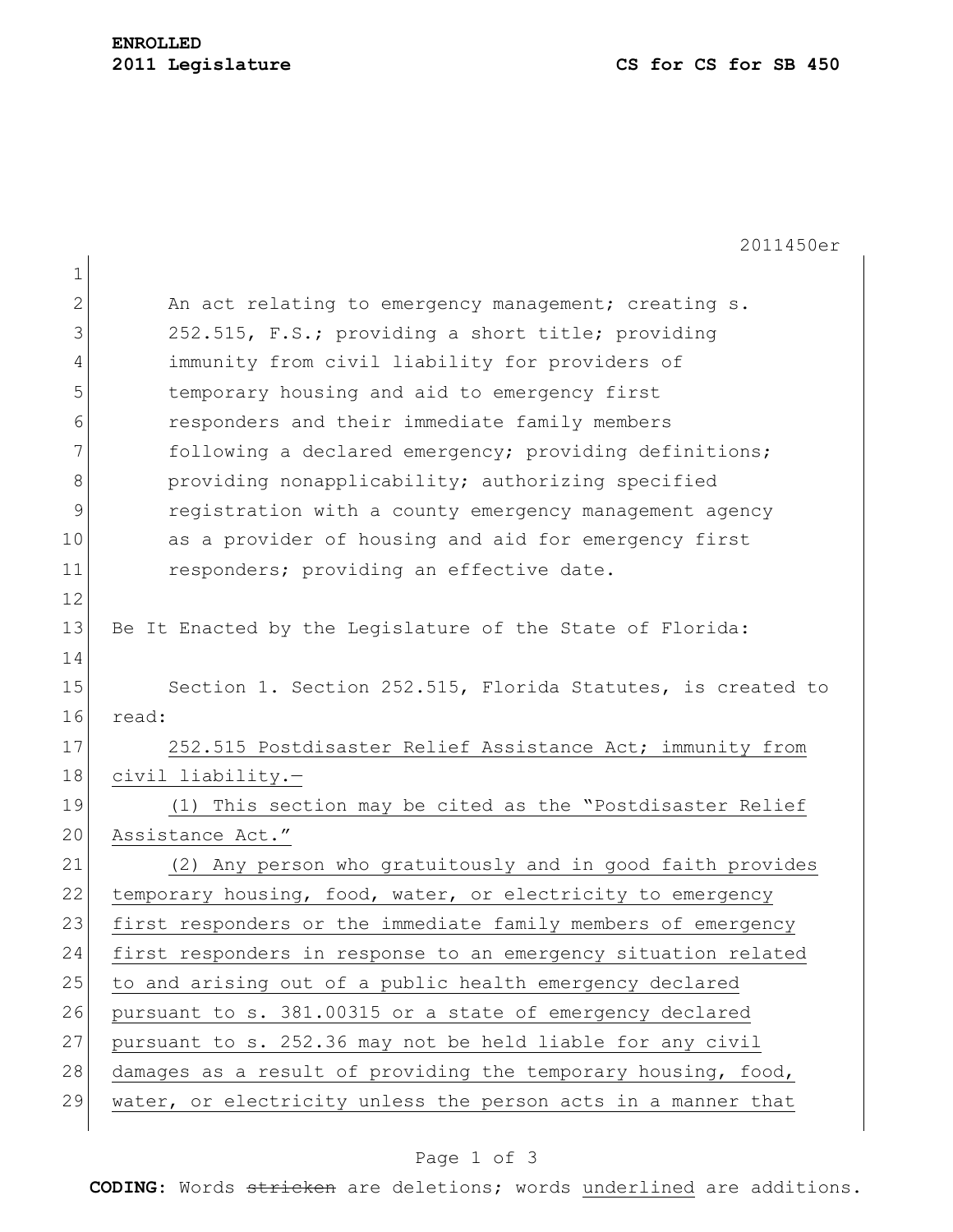**ENROLLED**
**2011 Legislature** **CS for CS for SB 450**

2011450er

An act relating to emergency management; creating s. 252.515, F.S.; providing a short title; providing immunity from civil liability for providers of temporary housing and aid to emergency first responders and their immediate family members following a declared emergency; providing definitions; providing nonapplicability; authorizing specified registration with a county emergency management agency as a provider of housing and aid for emergency first responders; providing an effective date.

Be It Enacted by the Legislature of the State of Florida:

Section 1. Section 252.515, Florida Statutes, is created to read:

252.515 Postdisaster Relief Assistance Act; immunity from civil liability.—

(1) This section may be cited as the "Postdisaster Relief Assistance Act."

(2) Any person who gratuitously and in good faith provides temporary housing, food, water, or electricity to emergency first responders or the immediate family members of emergency first responders in response to an emergency situation related to and arising out of a public health emergency declared pursuant to s. 381.00315 or a state of emergency declared pursuant to s. 252.36 may not be held liable for any civil damages as a result of providing the temporary housing, food, water, or electricity unless the person acts in a manner that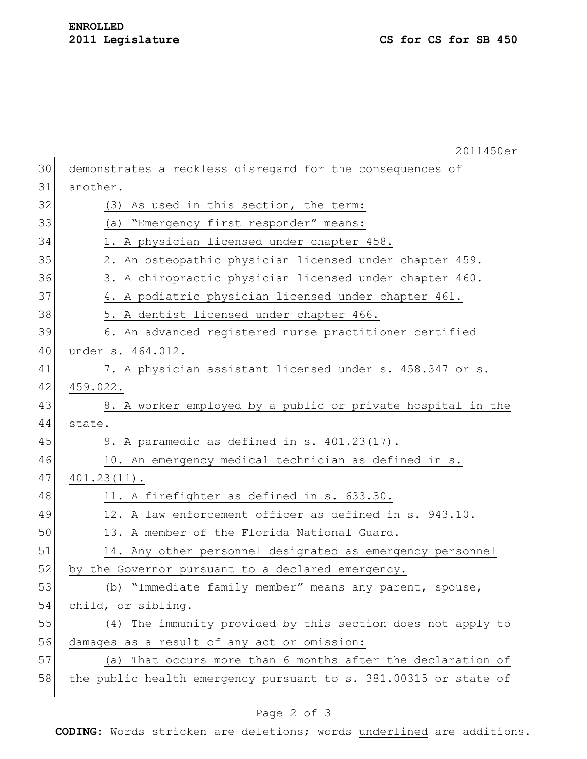demonstrates a reckless disregard for the consequences of another.

(3) As used in this section, the term:

(a) "Emergency first responder" means:

1. A physician licensed under chapter 458.

2. An osteopathic physician licensed under chapter 459.

3. A chiropractic physician licensed under chapter 460.

4. A podiatric physician licensed under chapter 461.

5. A dentist licensed under chapter 466.

6. An advanced registered nurse practitioner certified under s. 464.012.

7. A physician assistant licensed under s. 458.347 or s. 459.022.

8. A worker employed by a public or private hospital in the state.

9. A paramedic as defined in s. 401.23(17).

10. An emergency medical technician as defined in s. 401.23(11).

11. A firefighter as defined in s. 633.30.

12. A law enforcement officer as defined in s. 943.10.

13. A member of the Florida National Guard.

14. Any other personnel designated as emergency personnel by the Governor pursuant to a declared emergency.

(b) "Immediate family member" means any parent, spouse, child, or sibling.

(4) The immunity provided by this section does not apply to damages as a result of any act or omission:

(a) That occurs more than 6 months after the declaration of the public health emergency pursuant to s. 381.00315 or state of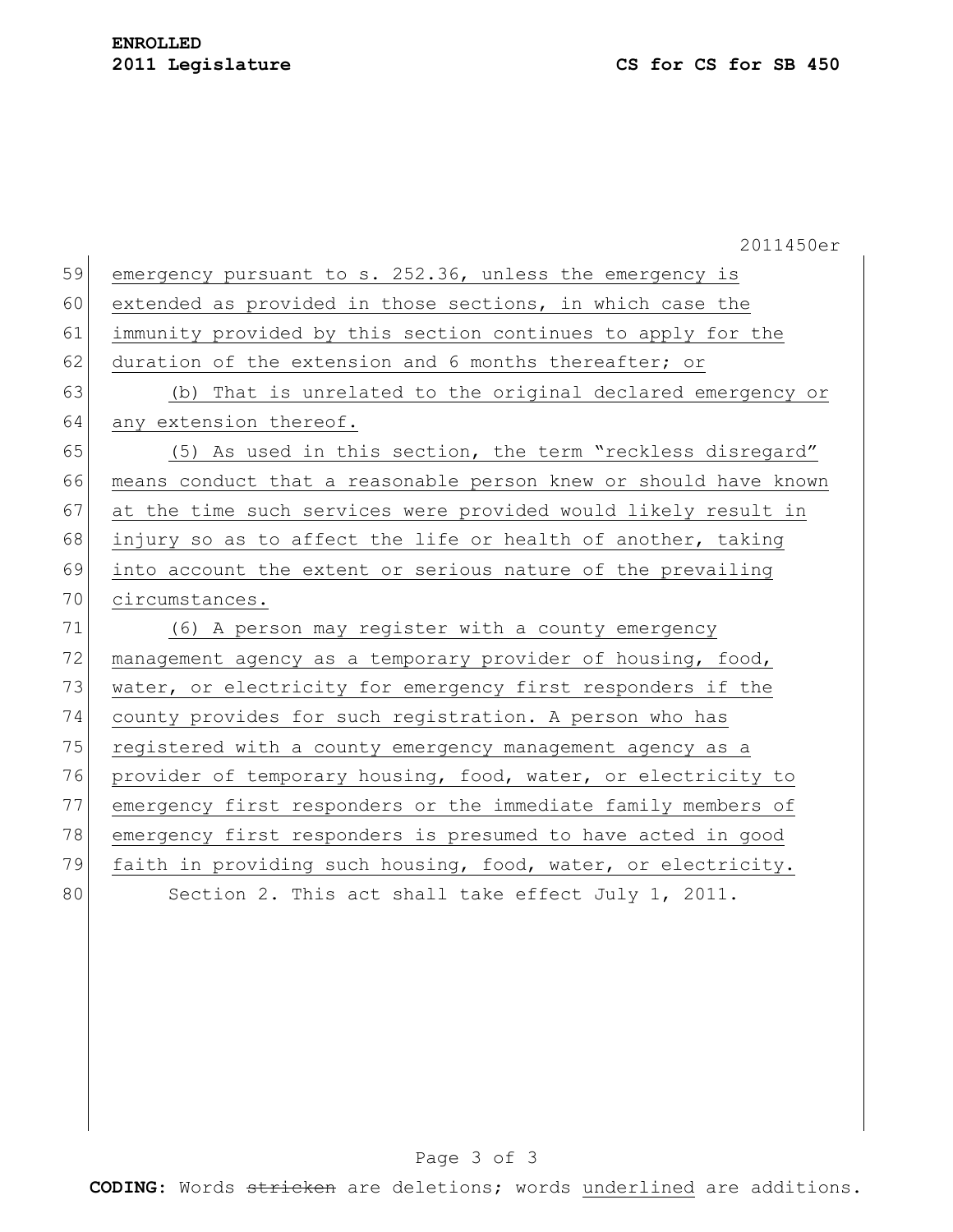emergency pursuant to s. 252.36, unless the emergency is extended as provided in those sections, in which case the immunity provided by this section continues to apply for the duration of the extension and 6 months thereafter; or

(b) That is unrelated to the original declared emergency or any extension thereof.

(5) As used in this section, the term "reckless disregard" means conduct that a reasonable person knew or should have known at the time such services were provided would likely result in injury so as to affect the life or health of another, taking into account the extent or serious nature of the prevailing circumstances.

(6) A person may register with a county emergency management agency as a temporary provider of housing, food, water, or electricity for emergency first responders if the county provides for such registration. A person who has registered with a county emergency management agency as a provider of temporary housing, food, water, or electricity to emergency first responders or the immediate family members of emergency first responders is presumed to have acted in good faith in providing such housing, food, water, or electricity.

Section 2. This act shall take effect July 1, 2011.